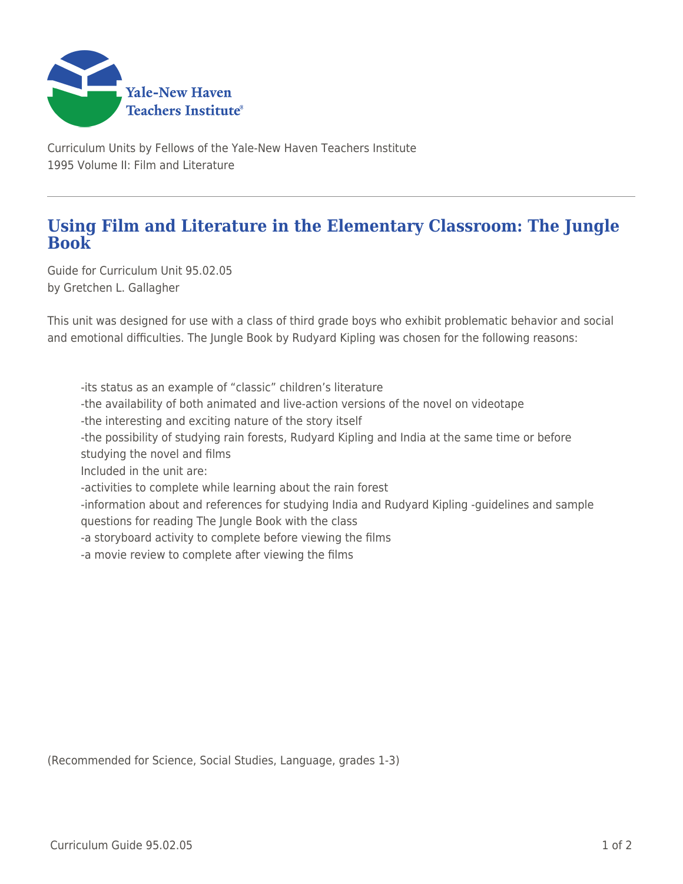Curriculum Units by Fellows of the Yale-New Haven Teachers Institute
1995 Volume II: Film and Literature

# Using Film and Literature in the Elementary Classroom: The Jungle Book

Guide for Curriculum Unit 95.02.05
by Gretchen L. Gallagher

This unit was designed for use with a class of third grade boys who exhibit problematic behavior and social and emotional difficulties. The Jungle Book by Rudyard Kipling was chosen for the following reasons:

-its status as an example of “classic” children’s literature
-the availability of both animated and live-action versions of the novel on videotape
-the interesting and exciting nature of the story itself
-the possibility of studying rain forests, Rudyard Kipling and India at the same time or before studying the novel and films
Included in the unit are:
-activities to complete while learning about the rain forest
-information about and references for studying India and Rudyard Kipling -guidelines and sample questions for reading The Jungle Book with the class
-a storyboard activity to complete before viewing the films
-a movie review to complete after viewing the films

(Recommended for Science, Social Studies, Language, grades 1-3)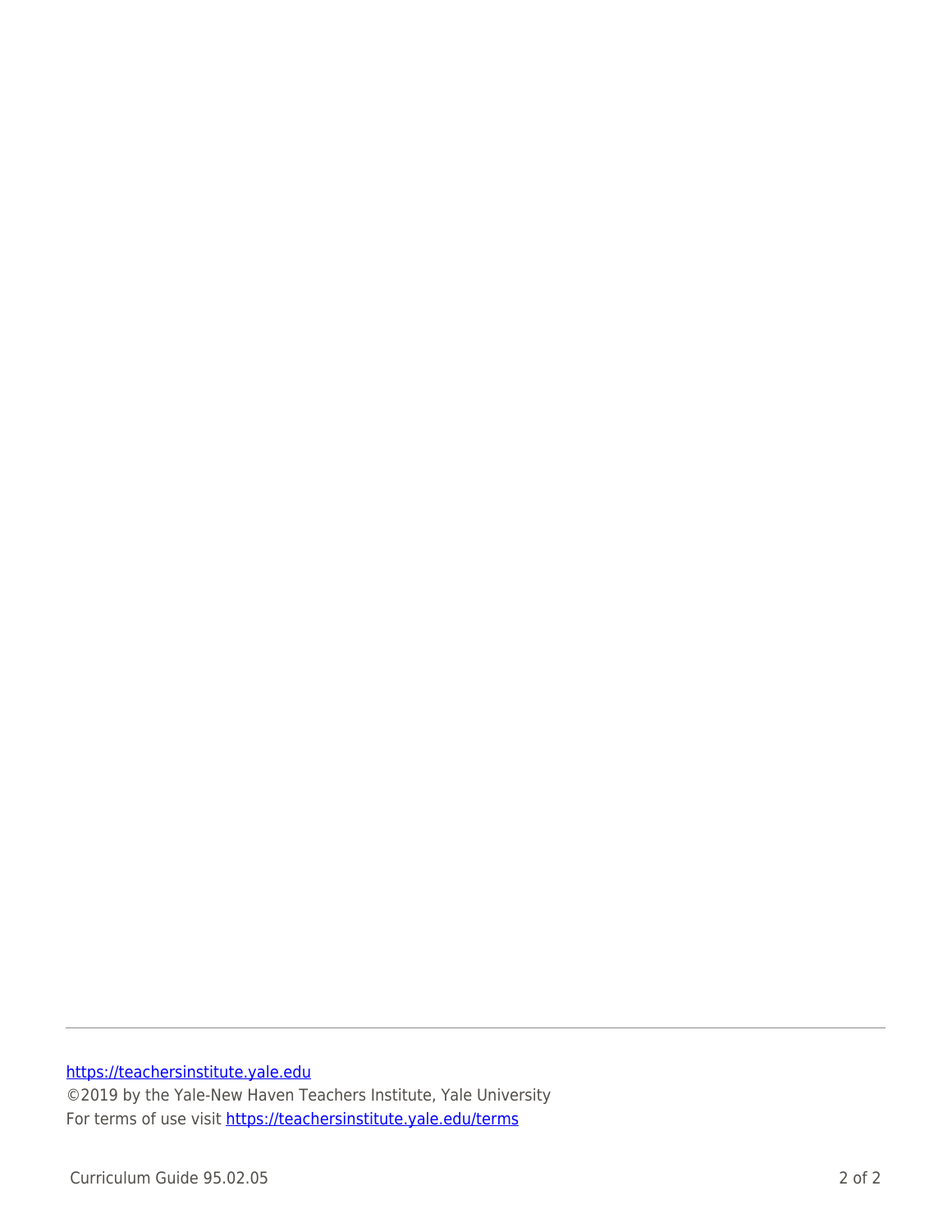https://teachersinstitute.yale.edu
©2019 by the Yale-New Haven Teachers Institute, Yale University
For terms of use visit https://teachersinstitute.yale.edu/terms